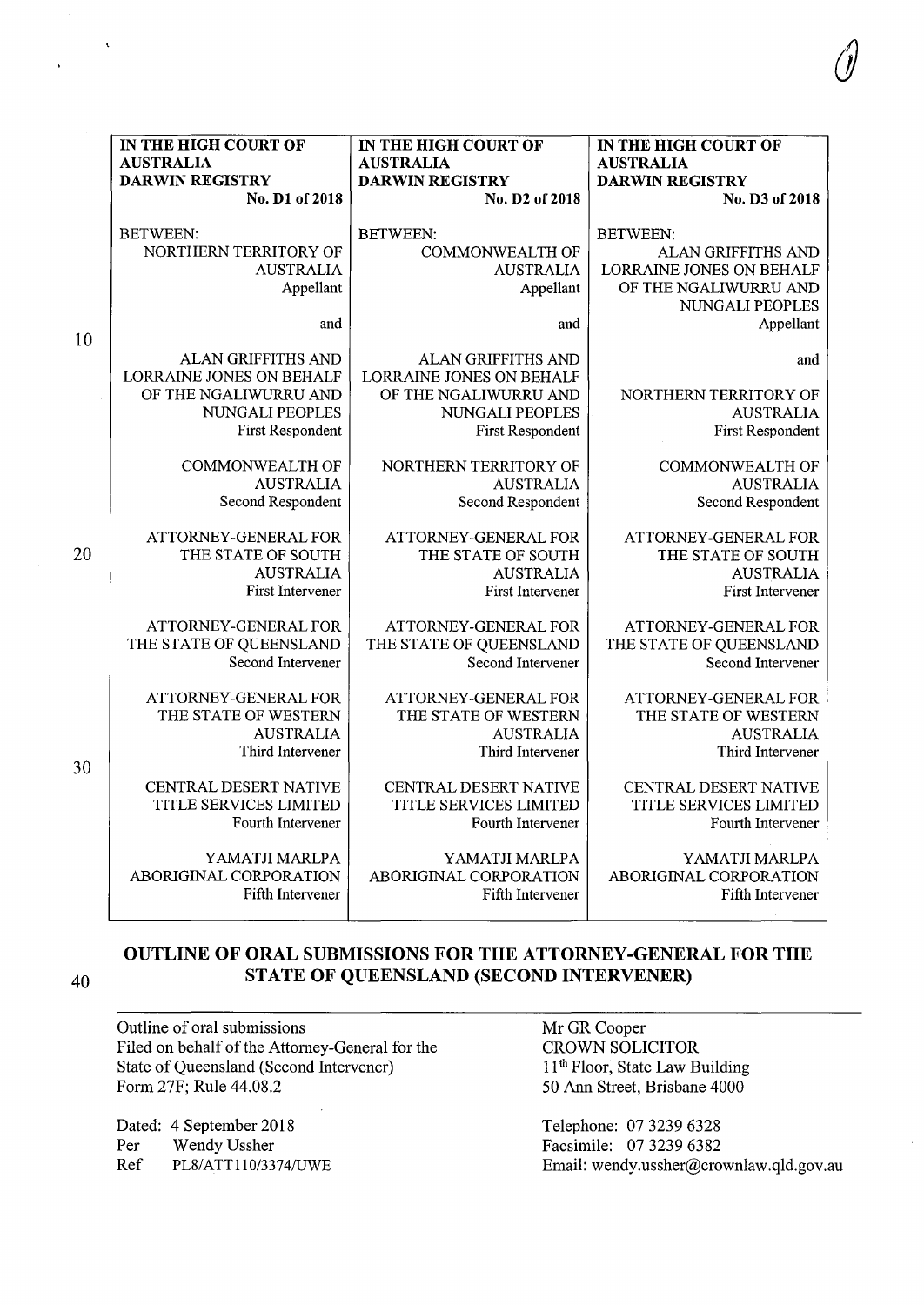| IN THE HIGH COURT OF AUSTRALIA<br>DARWIN REGISTRY<br>No. D1 of 2018 | IN THE HIGH COURT OF AUSTRALIA<br>DARWIN REGISTRY<br>No. D2 of 2018 | IN THE HIGH COURT OF AUSTRALIA<br>DARWIN REGISTRY<br>No. D3 of 2018 |
|---|---|---|
| BETWEEN:<br>NORTHERN TERRITORY OF AUSTRALIA<br>Appellant | BETWEEN:<br>COMMONWEALTH OF AUSTRALIA<br>Appellant | BETWEEN:<br>ALAN GRIFFITHS AND LORRAINE JONES ON BEHALF OF THE NGALIWURRU AND NUNGALI PEOPLES<br>Appellant |
| and | and | and |
| ALAN GRIFFITHS AND LORRAINE JONES ON BEHALF OF THE NGALIWURRU AND NUNGALI PEOPLES<br>First Respondent | ALAN GRIFFITHS AND LORRAINE JONES ON BEHALF OF THE NGALIWURRU AND NUNGALI PEOPLES<br>First Respondent | NORTHERN TERRITORY OF AUSTRALIA<br>First Respondent |
| COMMONWEALTH OF AUSTRALIA<br>Second Respondent | NORTHERN TERRITORY OF AUSTRALIA<br>Second Respondent | COMMONWEALTH OF AUSTRALIA<br>Second Respondent |
| ATTORNEY-GENERAL FOR THE STATE OF SOUTH AUSTRALIA<br>First Intervener | ATTORNEY-GENERAL FOR THE STATE OF SOUTH AUSTRALIA<br>First Intervener | ATTORNEY-GENERAL FOR THE STATE OF SOUTH AUSTRALIA<br>First Intervener |
| ATTORNEY-GENERAL FOR THE STATE OF QUEENSLAND<br>Second Intervener | ATTORNEY-GENERAL FOR THE STATE OF QUEENSLAND<br>Second Intervener | ATTORNEY-GENERAL FOR THE STATE OF QUEENSLAND<br>Second Intervener |
| ATTORNEY-GENERAL FOR THE STATE OF WESTERN AUSTRALIA<br>Third Intervener | ATTORNEY-GENERAL FOR THE STATE OF WESTERN AUSTRALIA<br>Third Intervener | ATTORNEY-GENERAL FOR THE STATE OF WESTERN AUSTRALIA<br>Third Intervener |
| CENTRAL DESERT NATIVE TITLE SERVICES LIMITED<br>Fourth Intervener | CENTRAL DESERT NATIVE TITLE SERVICES LIMITED<br>Fourth Intervener | CENTRAL DESERT NATIVE TITLE SERVICES LIMITED<br>Fourth Intervener |
| YAMATJI MARLPA ABORIGINAL CORPORATION<br>Fifth Intervener | YAMATJI MARLPA ABORIGINAL CORPORATION<br>Fifth Intervener | YAMATJI MARLPA ABORIGINAL CORPORATION<br>Fifth Intervener |

# OUTLINE OF ORAL SUBMISSIONS FOR THE ATTORNEY-GENERAL FOR THE STATE OF QUEENSLAND (SECOND INTERVENER)

Outline of oral submissions
Filed on behalf of the Attorney-General for the State of Queensland (Second Intervener)
Form 27F; Rule 44.08.2

Dated: 4 September 2018
Per Wendy Ussher
Ref PL8/ATT110/3374/UWE

Mr GR Cooper
CROWN SOLICITOR
11th Floor, State Law Building
50 Ann Street, Brisbane 4000

Telephone: 07 3239 6328
Facsimile: 07 3239 6382
Email: wendy.ussher@crownlaw.qld.gov.au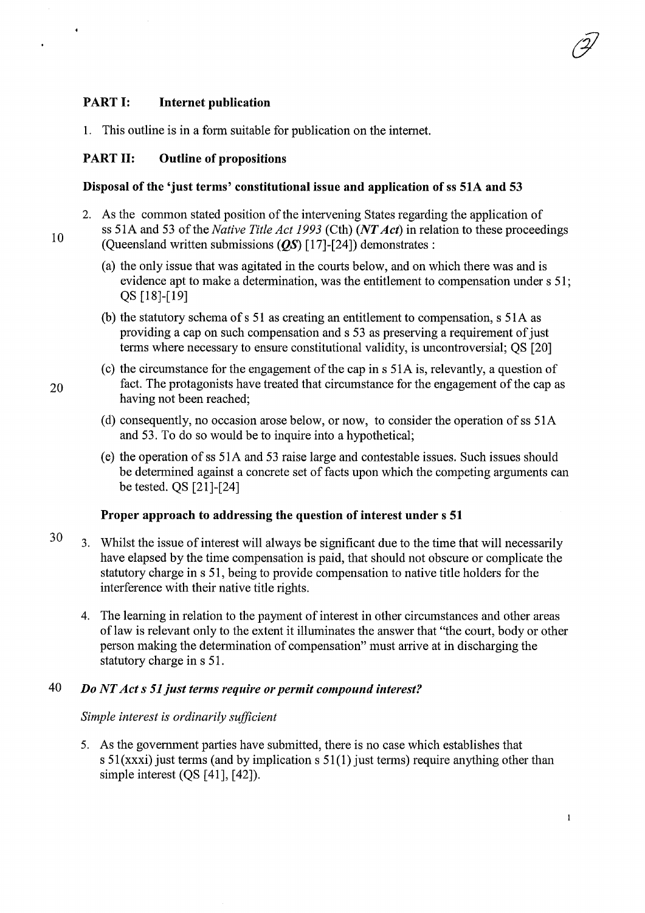## PART I: Internet publication

1. This outline is in a form suitable for publication on the internet.

## PART II: Outline of propositions

### Disposal of the 'just terms' constitutional issue and application of ss 51A and 53

2. As the common stated position of the intervening States regarding the application of ss 51A and 53 of the *Native Title Act 1993* (Cth) (***NT Act***) in relation to these proceedings (Queensland written submissions (***QS***) [17]-[24]) demonstrates :

   (a) the only issue that was agitated in the courts below, and on which there was and is evidence apt to make a determination, was the entitlement to compensation under s 51; QS [18]-[19]

   (b) the statutory schema of s 51 as creating an entitlement to compensation, s 51A as providing a cap on such compensation and s 53 as preserving a requirement of just terms where necessary to ensure constitutional validity, is uncontroversial; QS [20]

   (c) the circumstance for the engagement of the cap in s 51A is, relevantly, a question of fact. The protagonists have treated that circumstance for the engagement of the cap as having not been reached;

   (d) consequently, no occasion arose below, or now, to consider the operation of ss 51A and 53. To do so would be to inquire into a hypothetical;

   (e) the operation of ss 51A and 53 raise large and contestable issues. Such issues should be determined against a concrete set of facts upon which the competing arguments can be tested. QS [21]-[24]

### Proper approach to addressing the question of interest under s 51

3. Whilst the issue of interest will always be significant due to the time that will necessarily have elapsed by the time compensation is paid, that should not obscure or complicate the statutory charge in s 51, being to provide compensation to native title holders for the interference with their native title rights.

4. The learning in relation to the payment of interest in other circumstances and other areas of law is relevant only to the extent it illuminates the answer that "the court, body or other person making the determination of compensation" must arrive at in discharging the statutory charge in s 51.

### *Do NT Act s 51 just terms require or permit compound interest?*

*Simple interest is ordinarily sufficient*

5. As the government parties have submitted, there is no case which establishes that s 51(xxxi) just terms (and by implication s 51(1) just terms) require anything other than simple interest (QS [41], [42]).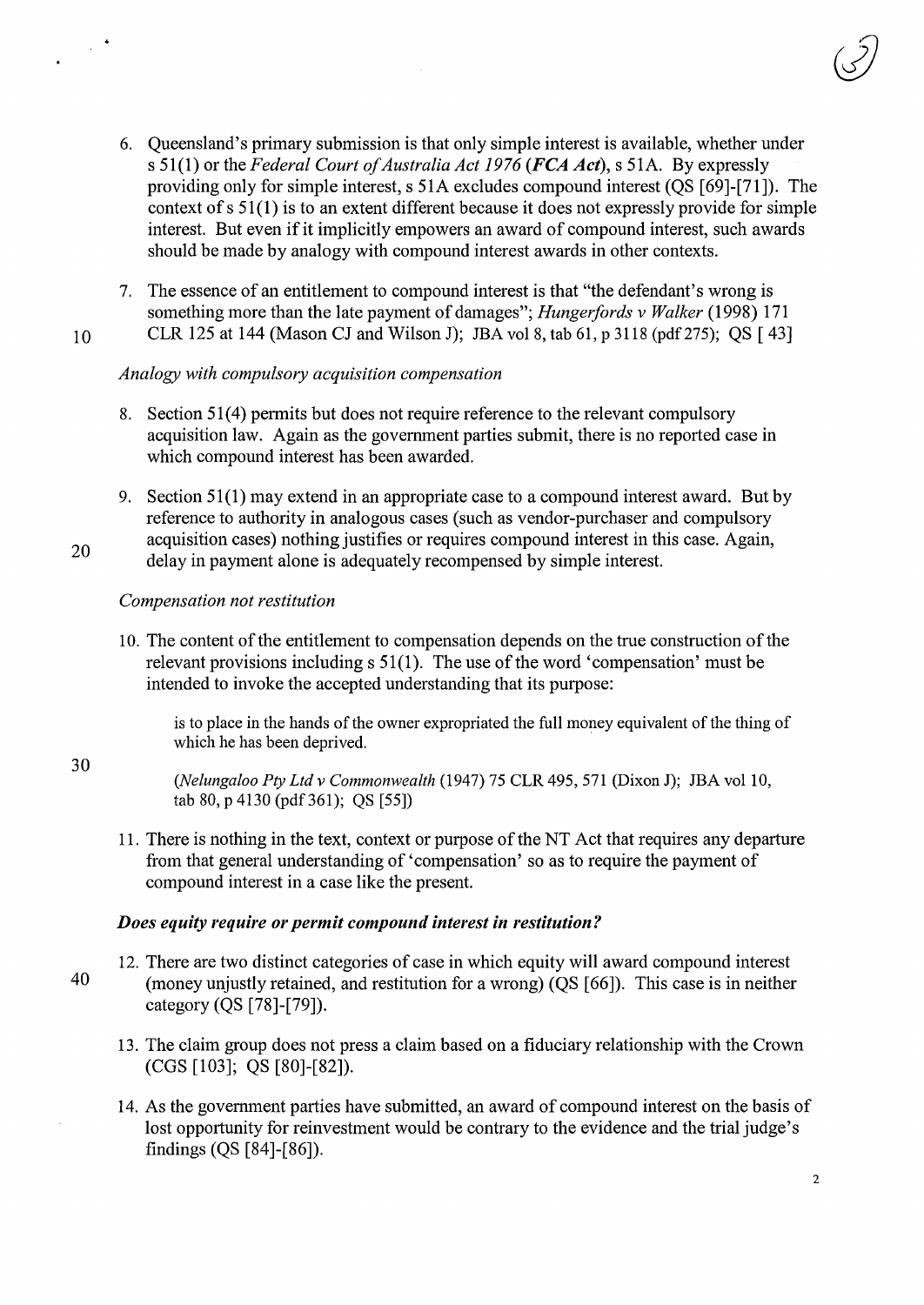6. Queensland's primary submission is that only simple interest is available, whether under s 51(1) or the *Federal Court of Australia Act 1976* (***FCA Act***), s 51A. By expressly providing only for simple interest, s 51A excludes compound interest (QS [69]-[71]). The context of s 51(1) is to an extent different because it does not expressly provide for simple interest. But even if it implicitly empowers an award of compound interest, such awards should be made by analogy with compound interest awards in other contexts.

7. The essence of an entitlement to compound interest is that "the defendant's wrong is something more than the late payment of damages"; *Hungerfords v Walker* (1998) 171 CLR 125 at 144 (Mason CJ and Wilson J); JBA vol 8, tab 61, p 3118 (pdf 275); QS [ 43]

*Analogy with compulsory acquisition compensation*

8. Section 51(4) permits but does not require reference to the relevant compulsory acquisition law. Again as the government parties submit, there is no reported case in which compound interest has been awarded.

9. Section 51(1) may extend in an appropriate case to a compound interest award. But by reference to authority in analogous cases (such as vendor-purchaser and compulsory acquisition cases) nothing justifies or requires compound interest in this case. Again, delay in payment alone is adequately recompensed by simple interest.

*Compensation not restitution*

10. The content of the entitlement to compensation depends on the true construction of the relevant provisions including s 51(1). The use of the word 'compensation' must be intended to invoke the accepted understanding that its purpose:

> is to place in the hands of the owner expropriated the full money equivalent of the thing of which he has been deprived.
>
> (*Nelungaloo Pty Ltd v Commonwealth* (1947) 75 CLR 495, 571 (Dixon J); JBA vol 10, tab 80, p 4130 (pdf 361); QS [55])

11. There is nothing in the text, context or purpose of the NT Act that requires any departure from that general understanding of 'compensation' so as to require the payment of compound interest in a case like the present.

***Does equity require or permit compound interest in restitution?***

12. There are two distinct categories of case in which equity will award compound interest (money unjustly retained, and restitution for a wrong) (QS [66]). This case is in neither category (QS [78]-[79]).

13. The claim group does not press a claim based on a fiduciary relationship with the Crown (CGS [103]; QS [80]-[82]).

14. As the government parties have submitted, an award of compound interest on the basis of lost opportunity for reinvestment would be contrary to the evidence and the trial judge's findings (QS [84]-[86]).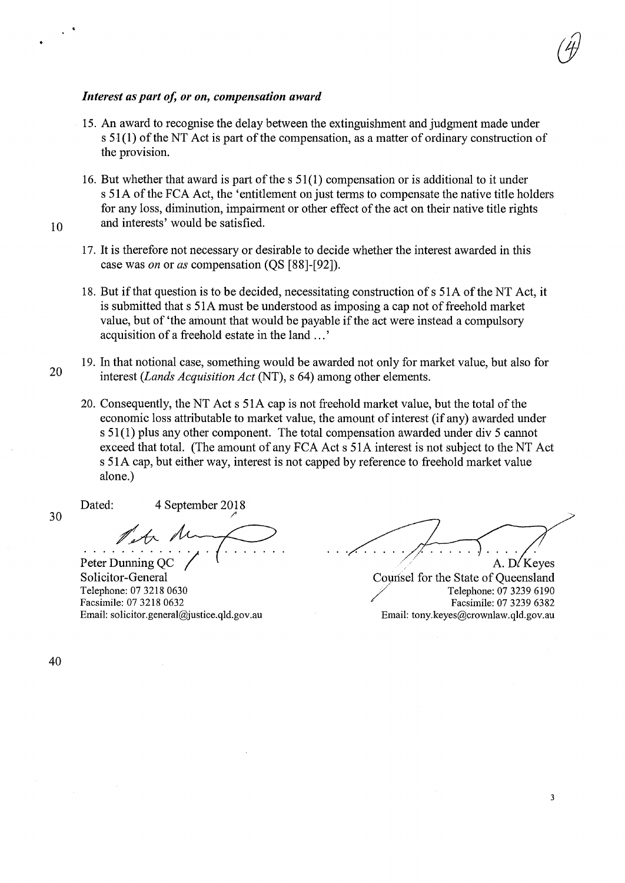### *Interest as part of, or on, compensation award*

15. An award to recognise the delay between the extinguishment and judgment made under s 51(1) of the NT Act is part of the compensation, as a matter of ordinary construction of the provision.

16. But whether that award is part of the s 51(1) compensation or is additional to it under s 51A of the FCA Act, the 'entitlement on just terms to compensate the native title holders for any loss, diminution, impairment or other effect of the act on their native title rights and interests' would be satisfied.

17. It is therefore not necessary or desirable to decide whether the interest awarded in this case was *on* or *as* compensation (QS [88]-[92]).

18. But if that question is to be decided, necessitating construction of s 51A of the NT Act, it is submitted that s 51A must be understood as imposing a cap not of freehold market value, but of 'the amount that would be payable if the act were instead a compulsory acquisition of a freehold estate in the land ...'

19. In that notional case, something would be awarded not only for market value, but also for interest (*Lands Acquisition Act* (NT), s 64) among other elements.

20. Consequently, the NT Act s 51A cap is not freehold market value, but the total of the economic loss attributable to market value, the amount of interest (if any) awarded under s 51(1) plus any other component. The total compensation awarded under div 5 cannot exceed that total. (The amount of any FCA Act s 51A interest is not subject to the NT Act s 51A cap, but either way, interest is not capped by reference to freehold market value alone.)

Dated: 4 September 2018

Peter Dunning QC
Solicitor-General
Telephone: 07 3218 0630
Facsimile: 07 3218 0632
Email: solicitor.general@justice.qld.gov.au

A. D. Keyes
Counsel for the State of Queensland
Telephone: 07 3239 6190
Facsimile: 07 3239 6382
Email: tony.keyes@crownlaw.qld.gov.au